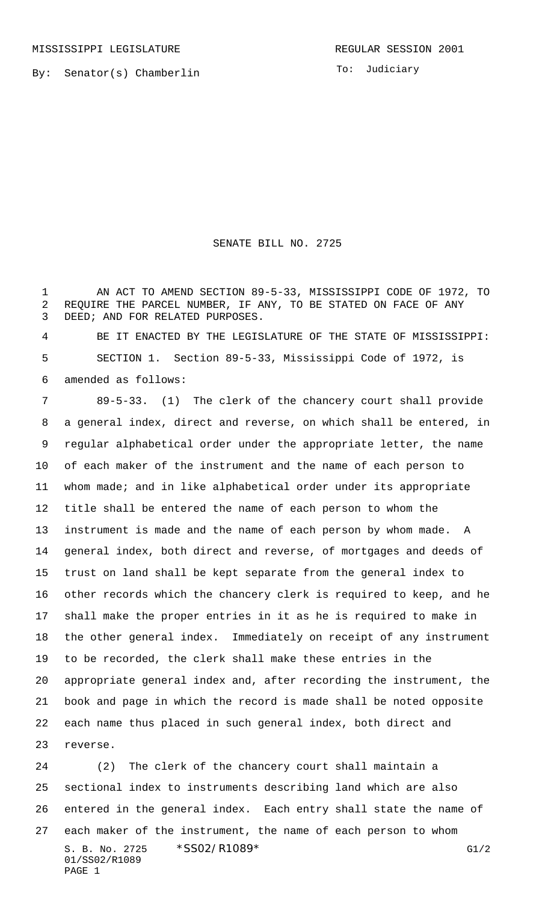MISSISSIPPI LEGISLATURE REGULAR SESSION 2001

By: Senator(s) Chamberlin

To: Judiciary

# SENATE BILL NO. 2725

AN ACT TO AMEND SECTION 89-5-33, MISSISSIPPI CODE OF 1972, TO REQUIRE THE PARCEL NUMBER, IF ANY, TO BE STATED ON FACE OF ANY DEED; AND FOR RELATED PURPOSES.

BE IT ENACTED BY THE LEGISLATURE OF THE STATE OF MISSISSIPPI:

SECTION 1. Section 89-5-33, Mississippi Code of 1972, is amended as follows:

89-5-33. (1) The clerk of the chancery court shall provide a general index, direct and reverse, on which shall be entered, in regular alphabetical order under the appropriate letter, the name of each maker of the instrument and the name of each person to whom made; and in like alphabetical order under its appropriate title shall be entered the name of each person to whom the instrument is made and the name of each person by whom made. A general index, both direct and reverse, of mortgages and deeds of trust on land shall be kept separate from the general index to other records which the chancery clerk is required to keep, and he shall make the proper entries in it as he is required to make in the other general index. Immediately on receipt of any instrument to be recorded, the clerk shall make these entries in the appropriate general index and, after recording the instrument, the book and page in which the record is made shall be noted opposite each name thus placed in such general index, both direct and reverse.

(2) The clerk of the chancery court shall maintain a sectional index to instruments describing land which are also entered in the general index. Each entry shall state the name of each maker of the instrument, the name of each person to whom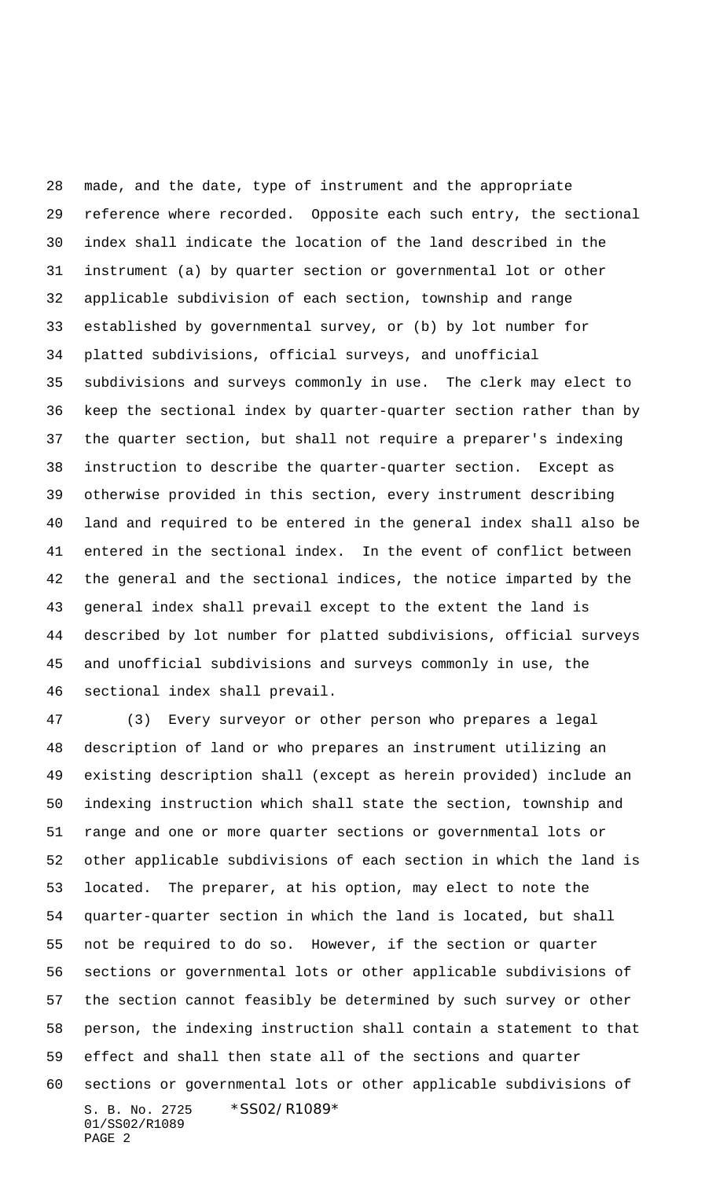made, and the date, type of instrument and the appropriate reference where recorded. Opposite each such entry, the sectional index shall indicate the location of the land described in the instrument (a) by quarter section or governmental lot or other applicable subdivision of each section, township and range established by governmental survey, or (b) by lot number for platted subdivisions, official surveys, and unofficial subdivisions and surveys commonly in use. The clerk may elect to keep the sectional index by quarter-quarter section rather than by the quarter section, but shall not require a preparer's indexing instruction to describe the quarter-quarter section. Except as otherwise provided in this section, every instrument describing land and required to be entered in the general index shall also be entered in the sectional index. In the event of conflict between the general and the sectional indices, the notice imparted by the general index shall prevail except to the extent the land is described by lot number for platted subdivisions, official surveys and unofficial subdivisions and surveys commonly in use, the sectional index shall prevail.

(3) Every surveyor or other person who prepares a legal description of land or who prepares an instrument utilizing an existing description shall (except as herein provided) include an indexing instruction which shall state the section, township and range and one or more quarter sections or governmental lots or other applicable subdivisions of each section in which the land is located. The preparer, at his option, may elect to note the quarter-quarter section in which the land is located, but shall not be required to do so. However, if the section or quarter sections or governmental lots or other applicable subdivisions of the section cannot feasibly be determined by such survey or other person, the indexing instruction shall contain a statement to that effect and shall then state all of the sections and quarter sections or governmental lots or other applicable subdivisions of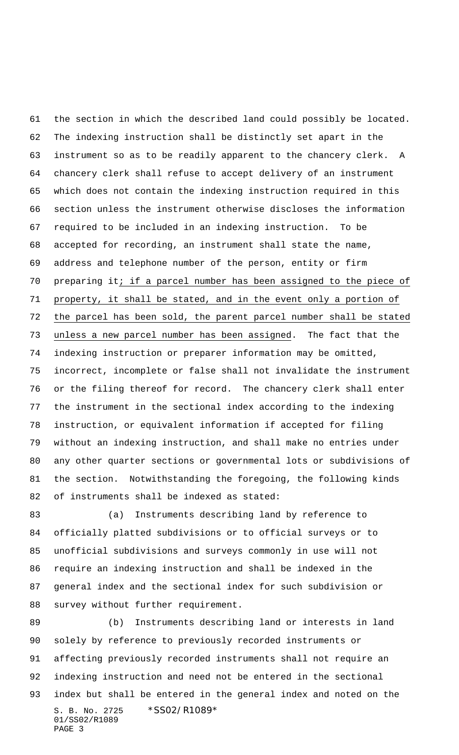the section in which the described land could possibly be located. The indexing instruction shall be distinctly set apart in the instrument so as to be readily apparent to the chancery clerk. A chancery clerk shall refuse to accept delivery of an instrument which does not contain the indexing instruction required in this section unless the instrument otherwise discloses the information required to be included in an indexing instruction. To be accepted for recording, an instrument shall state the name, address and telephone number of the person, entity or firm preparing it<u>; if a parcel number has been assigned to the piece of property, it shall be stated, and in the event only a portion of the parcel has been sold, the parent parcel number shall be stated unless a new parcel number has been assigned</u>. The fact that the indexing instruction or preparer information may be omitted, incorrect, incomplete or false shall not invalidate the instrument or the filing thereof for record. The chancery clerk shall enter the instrument in the sectional index according to the indexing instruction, or equivalent information if accepted for filing without an indexing instruction, and shall make no entries under any other quarter sections or governmental lots or subdivisions of the section. Notwithstanding the foregoing, the following kinds of instruments shall be indexed as stated:

(a) Instruments describing land by reference to officially platted subdivisions or to official surveys or to unofficial subdivisions and surveys commonly in use will not require an indexing instruction and shall be indexed in the general index and the sectional index for such subdivision or survey without further requirement.

(b) Instruments describing land or interests in land solely by reference to previously recorded instruments or affecting previously recorded instruments shall not require an indexing instruction and need not be entered in the sectional index but shall be entered in the general index and noted on the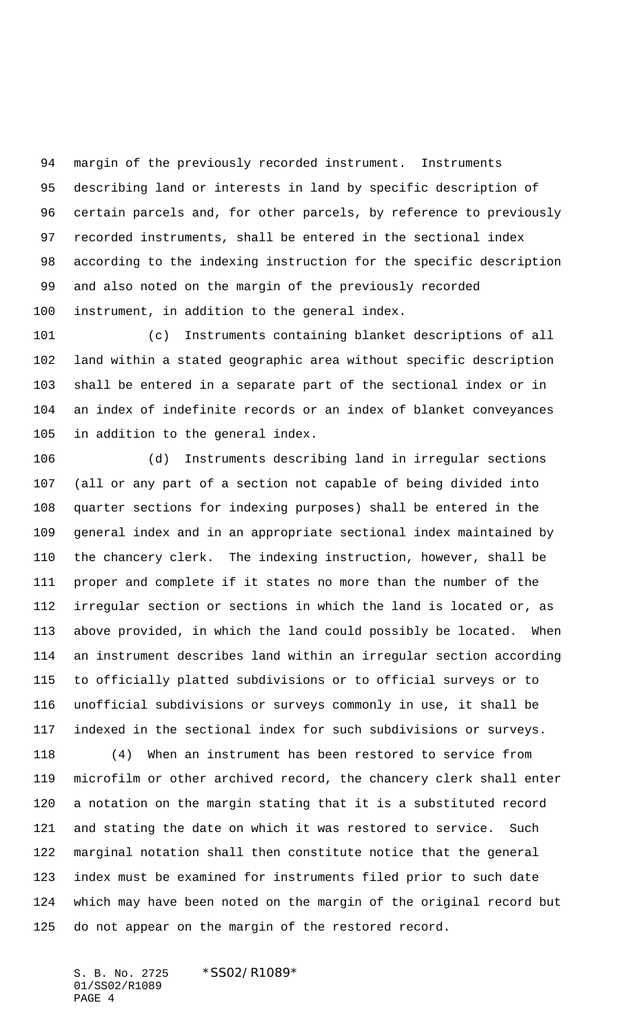margin of the previously recorded instrument. Instruments describing land or interests in land by specific description of certain parcels and, for other parcels, by reference to previously recorded instruments, shall be entered in the sectional index according to the indexing instruction for the specific description and also noted on the margin of the previously recorded instrument, in addition to the general index.

(c) Instruments containing blanket descriptions of all land within a stated geographic area without specific description shall be entered in a separate part of the sectional index or in an index of indefinite records or an index of blanket conveyances in addition to the general index.

(d) Instruments describing land in irregular sections (all or any part of a section not capable of being divided into quarter sections for indexing purposes) shall be entered in the general index and in an appropriate sectional index maintained by the chancery clerk. The indexing instruction, however, shall be proper and complete if it states no more than the number of the irregular section or sections in which the land is located or, as above provided, in which the land could possibly be located. When an instrument describes land within an irregular section according to officially platted subdivisions or to official surveys or to unofficial subdivisions or surveys commonly in use, it shall be indexed in the sectional index for such subdivisions or surveys.

(4) When an instrument has been restored to service from microfilm or other archived record, the chancery clerk shall enter a notation on the margin stating that it is a substituted record and stating the date on which it was restored to service. Such marginal notation shall then constitute notice that the general index must be examined for instruments filed prior to such date which may have been noted on the margin of the original record but do not appear on the margin of the restored record.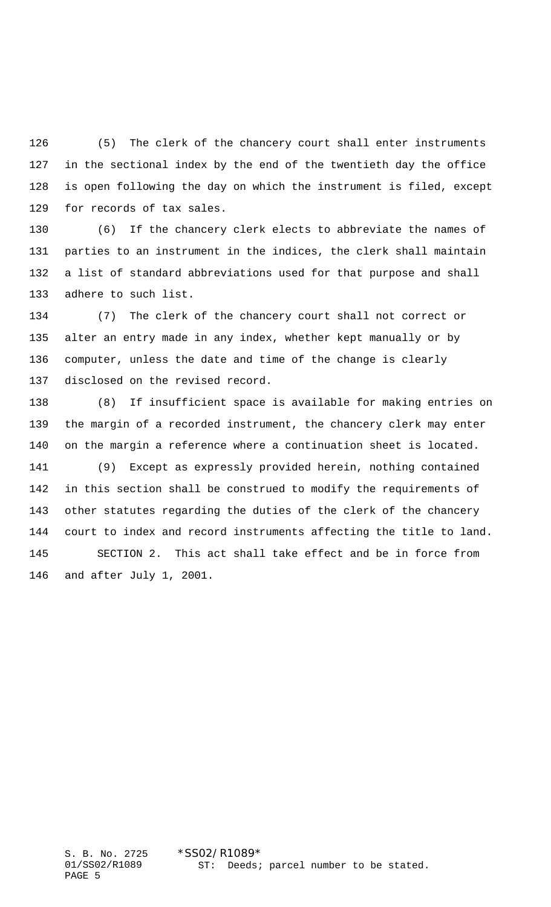(5) The clerk of the chancery court shall enter instruments in the sectional index by the end of the twentieth day the office is open following the day on which the instrument is filed, except for records of tax sales.

(6) If the chancery clerk elects to abbreviate the names of parties to an instrument in the indices, the clerk shall maintain a list of standard abbreviations used for that purpose and shall adhere to such list.

(7) The clerk of the chancery court shall not correct or alter an entry made in any index, whether kept manually or by computer, unless the date and time of the change is clearly disclosed on the revised record.

(8) If insufficient space is available for making entries on the margin of a recorded instrument, the chancery clerk may enter on the margin a reference where a continuation sheet is located.

(9) Except as expressly provided herein, nothing contained in this section shall be construed to modify the requirements of other statutes regarding the duties of the clerk of the chancery court to index and record instruments affecting the title to land.

SECTION 2. This act shall take effect and be in force from and after July 1, 2001.